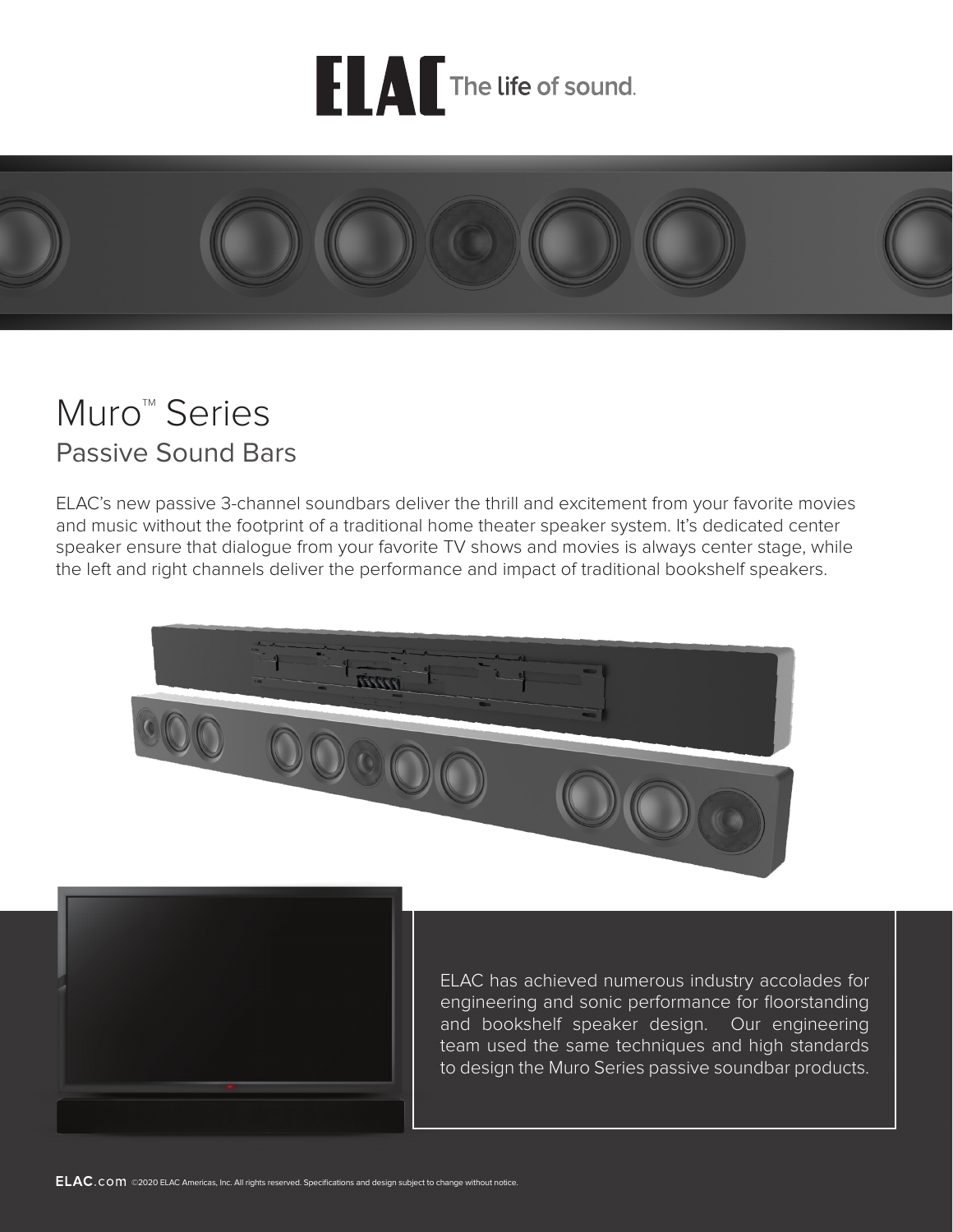ELAC The life of sound.

# Muro™ Series

## Passive Sound Bars

ELAC's new passive 3-channel soundbars deliver the thrill and excitement from your favorite movies and music without the footprint of a traditional home theater speaker system. It's dedicated center speaker ensure that dialogue from your favorite TV shows and movies is always center stage, while the left and right channels deliver the performance and impact of traditional bookshelf speakers.

ELAC has achieved numerous industry accolades for engineering and sonic performance for floorstanding and bookshelf speaker design. Our engineering team used the same techniques and high standards to design the Muro Series passive soundbar products.

ELAC.com ©2020 ELAC Americas, Inc. All rights reserved. Specifications and design subject to change without notice.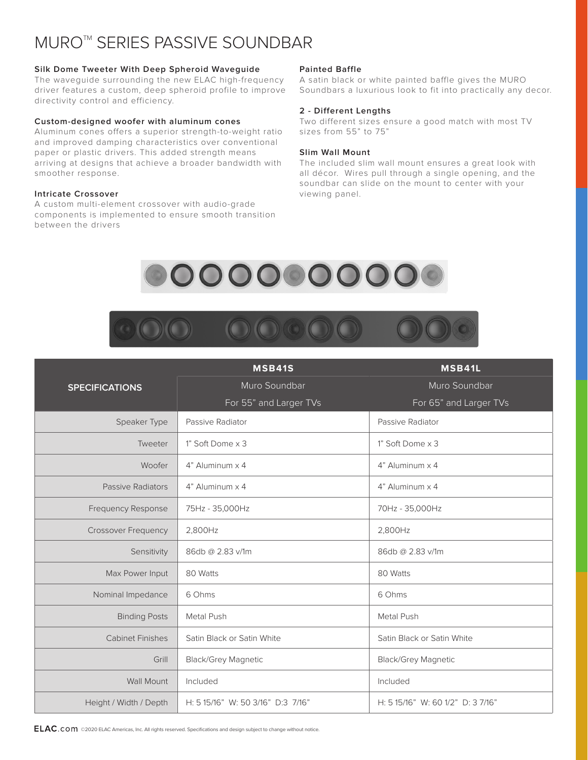# MURO™ SERIES PASSIVE SOUNDBAR

**Silk Dome Tweeter With Deep Spheroid Waveguide**
The waveguide surrounding the new ELAC high-frequency driver features a custom, deep spheroid profile to improve directivity control and efficiency.

**Custom-designed woofer with aluminum cones**
Aluminum cones offers a superior strength-to-weight ratio and improved damping characteristics over conventional paper or plastic drivers. This added strength means arriving at designs that achieve a broader bandwidth with smoother response.

**Intricate Crossover**
A custom multi-element crossover with audio-grade components is implemented to ensure smooth transition between the drivers

**Painted Baffle**
A satin black or white painted baffle gives the MURO Soundbars a luxurious look to fit into practically any decor.

**2 - Different Lengths**
Two different sizes ensure a good match with most TV sizes from 55" to 75"

**Slim Wall Mount**
The included slim wall mount ensures a great look with all décor. Wires pull through a single opening, and the soundbar can slide on the mount to center with your viewing panel.

| SPECIFICATIONS | MSB41S<br>Muro Soundbar<br>For 55" and Larger TVs | MSB41L<br>Muro Soundbar<br>For 65" and Larger TVs |
|---|---|---|
| Speaker Type | Passive Radiator | Passive Radiator |
| Tweeter | 1" Soft Dome x 3 | 1" Soft Dome x 3 |
| Woofer | 4" Aluminum x 4 | 4" Aluminum x 4 |
| Passive Radiators | 4" Aluminum x 4 | 4" Aluminum x 4 |
| Frequency Response | 75Hz - 35,000Hz | 70Hz - 35,000Hz |
| Crossover Frequency | 2,800Hz | 2,800Hz |
| Sensitivity | 86db @ 2.83 v/1m | 86db @ 2.83 v/1m |
| Max Power Input | 80 Watts | 80 Watts |
| Nominal Impedance | 6 Ohms | 6 Ohms |
| Binding Posts | Metal Push | Metal Push |
| Cabinet Finishes | Satin Black or Satin White | Satin Black or Satin White |
| Grill | Black/Grey Magnetic | Black/Grey Magnetic |
| Wall Mount | Included | Included |
| Height / Width / Depth | H: 5 15/16" W: 50 3/16" D:3 7/16" | H: 5 15/16" W: 60 1/2" D: 3 7/16" |

ELAC.com ©2020 ELAC Americas, Inc. All rights reserved. Specifications and design subject to change without notice.